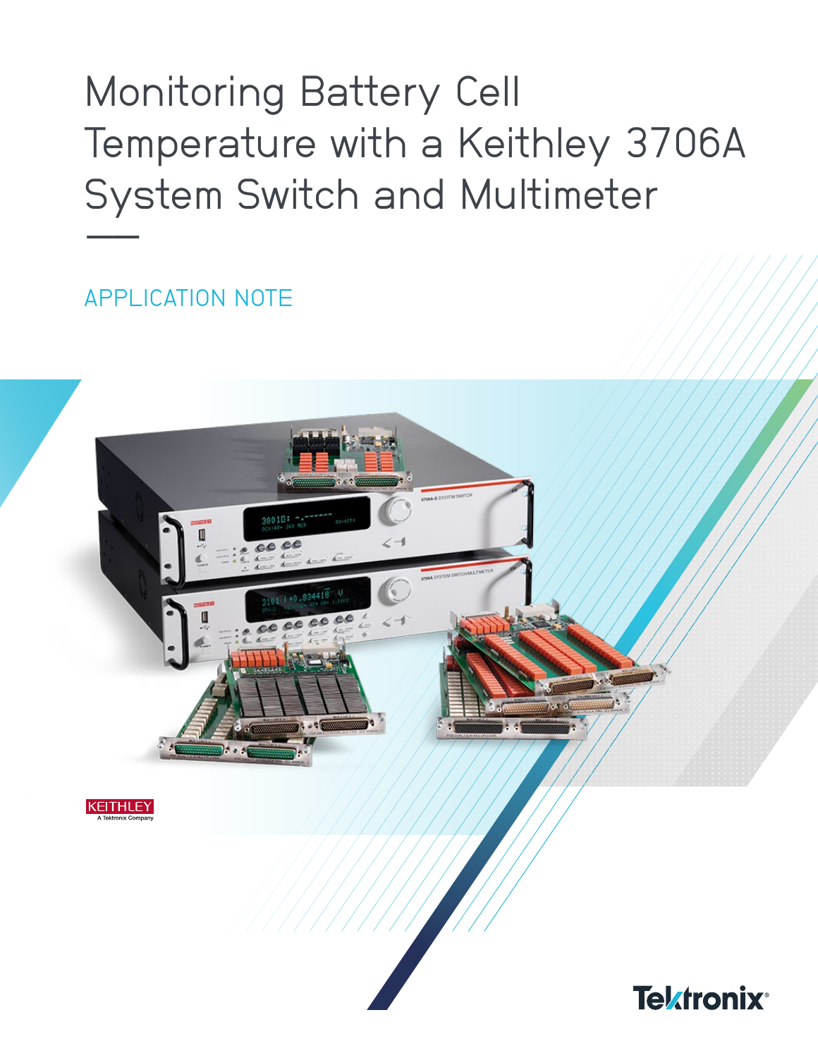# Monitoring Battery Cell Temperature with a Keithley 3706A System Switch and Multimeter

APPLICATION NOTE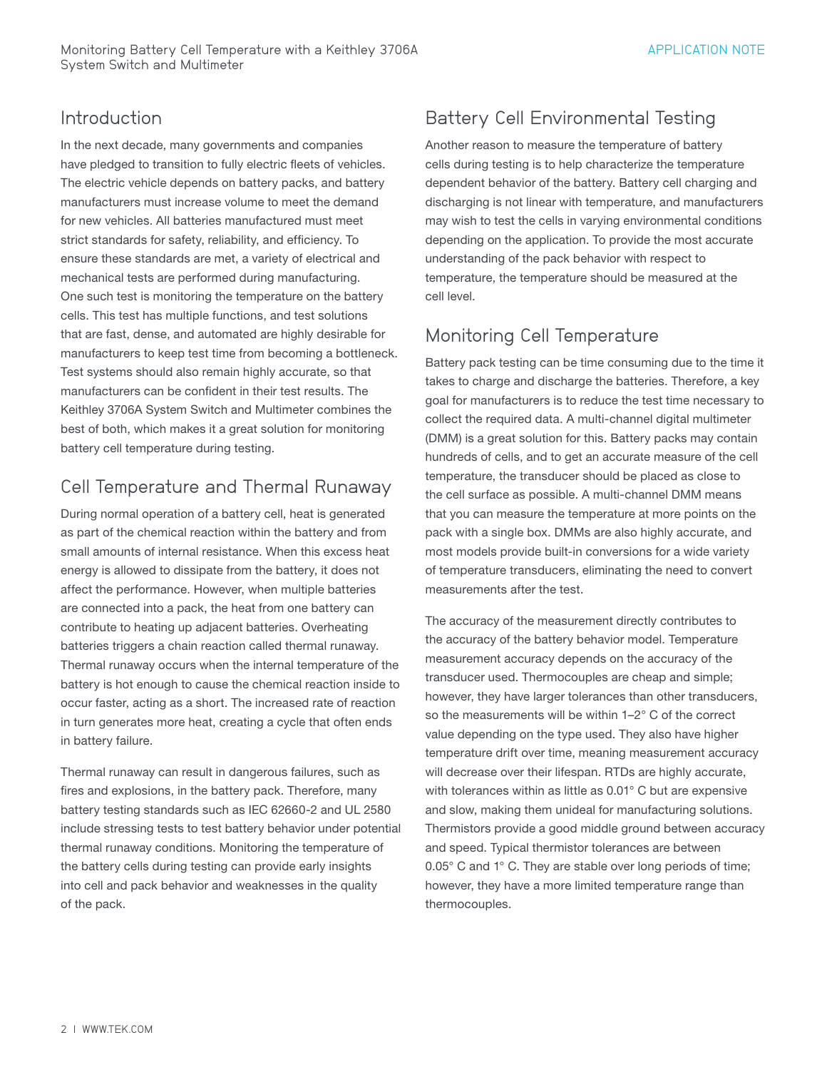## Introduction

In the next decade, many governments and companies have pledged to transition to fully electric fleets of vehicles. The electric vehicle depends on battery packs, and battery manufacturers must increase volume to meet the demand for new vehicles. All batteries manufactured must meet strict standards for safety, reliability, and efficiency. To ensure these standards are met, a variety of electrical and mechanical tests are performed during manufacturing. One such test is monitoring the temperature on the battery cells. This test has multiple functions, and test solutions that are fast, dense, and automated are highly desirable for manufacturers to keep test time from becoming a bottleneck. Test systems should also remain highly accurate, so that manufacturers can be confident in their test results. The Keithley 3706A System Switch and Multimeter combines the best of both, which makes it a great solution for monitoring battery cell temperature during testing.

## Cell Temperature and Thermal Runaway

During normal operation of a battery cell, heat is generated as part of the chemical reaction within the battery and from small amounts of internal resistance. When this excess heat energy is allowed to dissipate from the battery, it does not affect the performance. However, when multiple batteries are connected into a pack, the heat from one battery can contribute to heating up adjacent batteries. Overheating batteries triggers a chain reaction called thermal runaway. Thermal runaway occurs when the internal temperature of the battery is hot enough to cause the chemical reaction inside to occur faster, acting as a short. The increased rate of reaction in turn generates more heat, creating a cycle that often ends in battery failure.

Thermal runaway can result in dangerous failures, such as fires and explosions, in the battery pack. Therefore, many battery testing standards such as IEC 62660-2 and UL 2580 include stressing tests to test battery behavior under potential thermal runaway conditions. Monitoring the temperature of the battery cells during testing can provide early insights into cell and pack behavior and weaknesses in the quality of the pack.

## Battery Cell Environmental Testing

Another reason to measure the temperature of battery cells during testing is to help characterize the temperature dependent behavior of the battery. Battery cell charging and discharging is not linear with temperature, and manufacturers may wish to test the cells in varying environmental conditions depending on the application. To provide the most accurate understanding of the pack behavior with respect to temperature, the temperature should be measured at the cell level.

## Monitoring Cell Temperature

Battery pack testing can be time consuming due to the time it takes to charge and discharge the batteries. Therefore, a key goal for manufacturers is to reduce the test time necessary to collect the required data. A multi-channel digital multimeter (DMM) is a great solution for this. Battery packs may contain hundreds of cells, and to get an accurate measure of the cell temperature, the transducer should be placed as close to the cell surface as possible. A multi-channel DMM means that you can measure the temperature at more points on the pack with a single box. DMMs are also highly accurate, and most models provide built-in conversions for a wide variety of temperature transducers, eliminating the need to convert measurements after the test.

The accuracy of the measurement directly contributes to the accuracy of the battery behavior model. Temperature measurement accuracy depends on the accuracy of the transducer used. Thermocouples are cheap and simple; however, they have larger tolerances than other transducers, so the measurements will be within 1–2° C of the correct value depending on the type used. They also have higher temperature drift over time, meaning measurement accuracy will decrease over their lifespan. RTDs are highly accurate, with tolerances within as little as 0.01° C but are expensive and slow, making them unideal for manufacturing solutions. Thermistors provide a good middle ground between accuracy and speed. Typical thermistor tolerances are between 0.05° C and 1° C. They are stable over long periods of time; however, they have a more limited temperature range than thermocouples.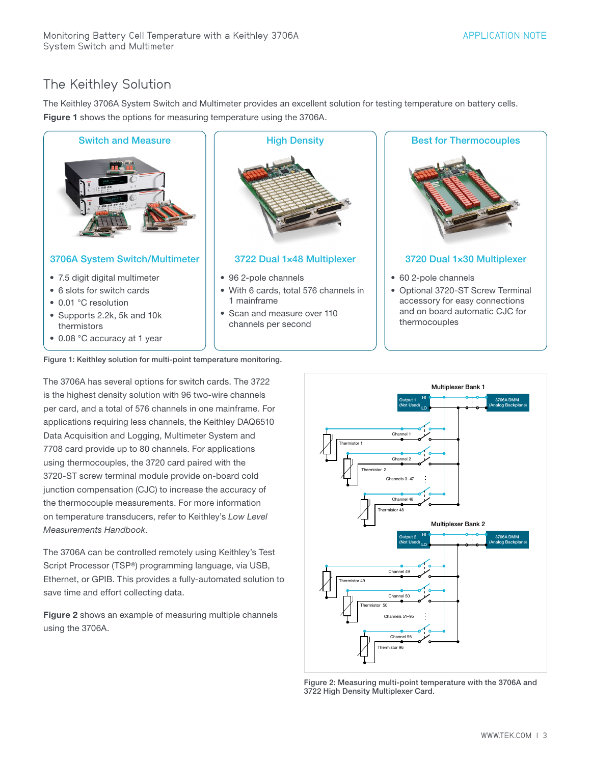## The Keithley Solution

The Keithley 3706A System Switch and Multimeter provides an excellent solution for testing temperature on battery cells. **Figure 1** shows the options for measuring temperature using the 3706A.

**Switch and Measure**

**3706A System Switch/Multimeter**

- 7.5 digit digital multimeter
- 6 slots for switch cards
- 0.01 °C resolution
- Supports 2.2k, 5k and 10k thermistors
- 0.08 °C accuracy at 1 year

**High Density**

**3722 Dual 1×48 Multiplexer**

- 96 2-pole channels
- With 6 cards, total 576 channels in 1 mainframe
- Scan and measure over 110 channels per second

**Best for Thermocouples**

**3720 Dual 1×30 Multiplexer**

- 60 2-pole channels
- Optional 3720-ST Screw Terminal accessory for easy connections and on board automatic CJC for thermocouples

Figure 1: Keithley solution for multi-point temperature monitoring.

The 3706A has several options for switch cards. The 3722 is the highest density solution with 96 two-wire channels per card, and a total of 576 channels in one mainframe. For applications requiring less channels, the Keithley DAQ6510 Data Acquisition and Logging, Multimeter System and 7708 card provide up to 80 channels. For applications using thermocouples, the 3720 card paired with the 3720-ST screw terminal module provide on-board cold junction compensation (CJC) to increase the accuracy of the thermocouple measurements. For more information on temperature transducers, refer to Keithley's *Low Level Measurements Handbook*.

The 3706A can be controlled remotely using Keithley's Test Script Processor (TSP®) programming language, via USB, Ethernet, or GPIB. This provides a fully-automated solution to save time and effort collecting data.

**Figure 2** shows an example of measuring multiple channels using the 3706A.

Figure 2: Measuring multi-point temperature with the 3706A and 3722 High Density Multiplexer Card.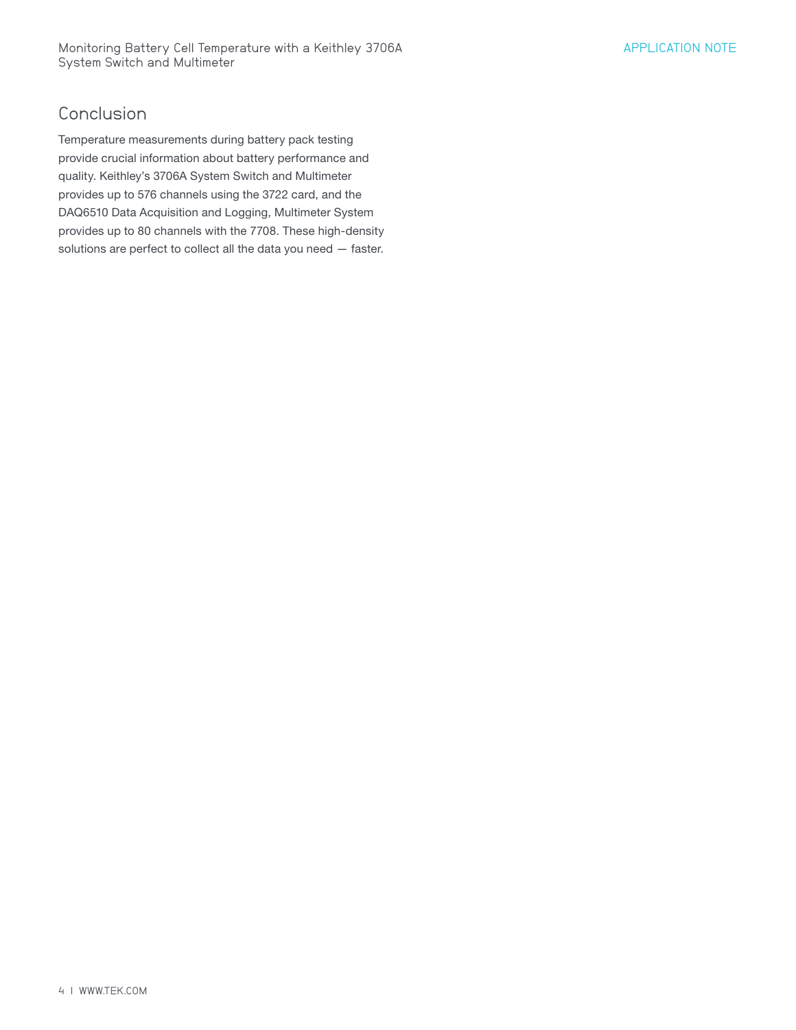## Conclusion

Temperature measurements during battery pack testing provide crucial information about battery performance and quality. Keithley's 3706A System Switch and Multimeter provides up to 576 channels using the 3722 card, and the DAQ6510 Data Acquisition and Logging, Multimeter System provides up to 80 channels with the 7708. These high-density solutions are perfect to collect all the data you need — faster.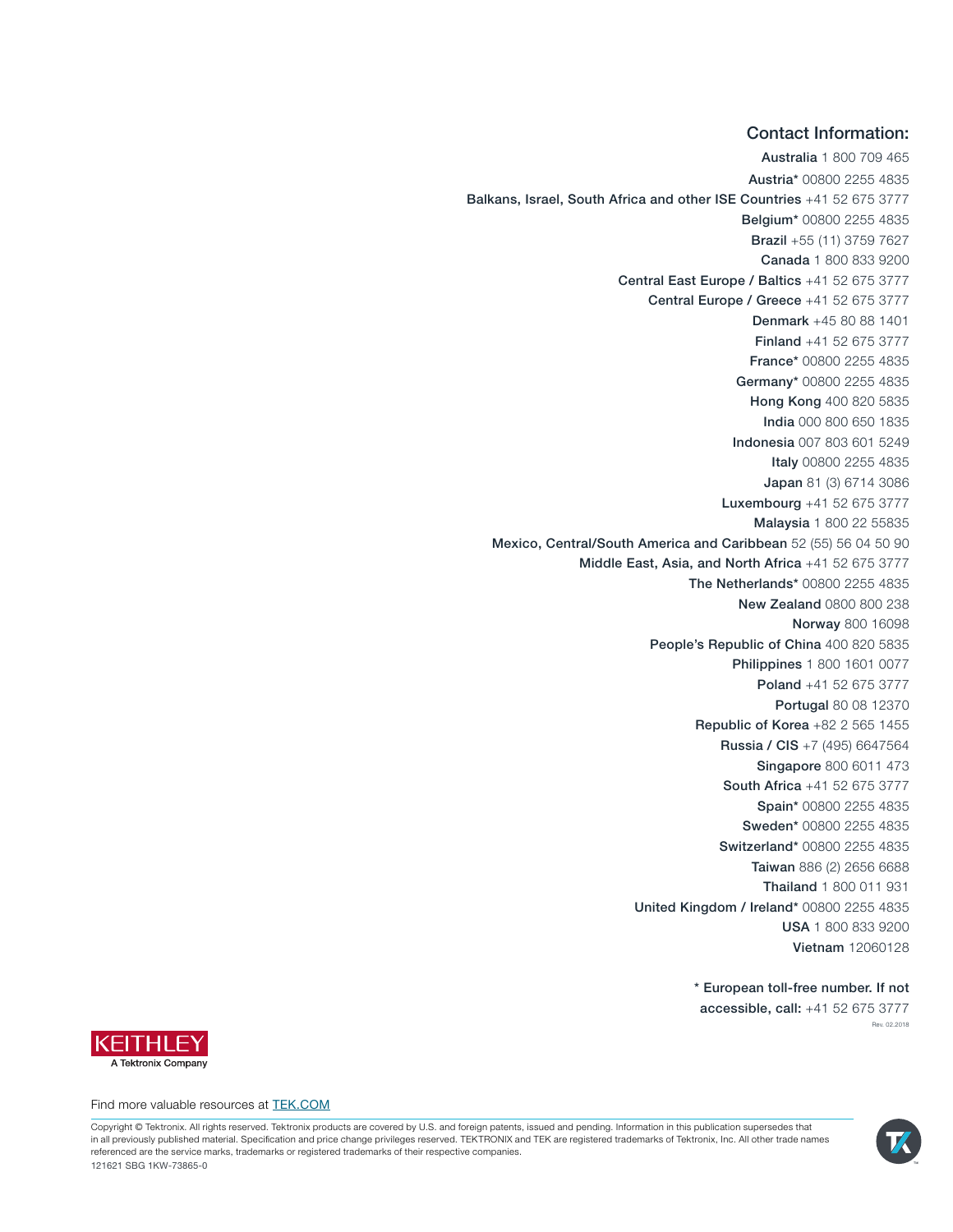## Contact Information:

**Australia** 1 800 709 465
**Austria*** 00800 2255 4835
**Balkans, Israel, South Africa and other ISE Countries** +41 52 675 3777
**Belgium*** 00800 2255 4835
**Brazil** +55 (11) 3759 7627
**Canada** 1 800 833 9200
**Central East Europe / Baltics** +41 52 675 3777
**Central Europe / Greece** +41 52 675 3777
**Denmark** +45 80 88 1401
**Finland** +41 52 675 3777
**France*** 00800 2255 4835
**Germany*** 00800 2255 4835
**Hong Kong** 400 820 5835
**India** 000 800 650 1835
**Indonesia** 007 803 601 5249
**Italy** 00800 2255 4835
**Japan** 81 (3) 6714 3086
**Luxembourg** +41 52 675 3777
**Malaysia** 1 800 22 55835
**Mexico, Central/South America and Caribbean** 52 (55) 56 04 50 90
**Middle East, Asia, and North Africa** +41 52 675 3777
**The Netherlands*** 00800 2255 4835
**New Zealand** 0800 800 238
**Norway** 800 16098
**People's Republic of China** 400 820 5835
**Philippines** 1 800 1601 0077
**Poland** +41 52 675 3777
**Portugal** 80 08 12370
**Republic of Korea** +82 2 565 1455
**Russia / CIS** +7 (495) 6647564
**Singapore** 800 6011 473
**South Africa** +41 52 675 3777
**Spain*** 00800 2255 4835
**Sweden*** 00800 2255 4835
**Switzerland*** 00800 2255 4835
**Taiwan** 886 (2) 2656 6688
**Thailand** 1 800 011 931
**United Kingdom / Ireland*** 00800 2255 4835
**USA** 1 800 833 9200
**Vietnam** 12060128

* European toll-free number. If not accessible, call: +41 52 675 3777

Rev. 02.2018

KEITHLEY
A Tektronix Company

Find more valuable resources at TEK.COM

Copyright © Tektronix. All rights reserved. Tektronix products are covered by U.S. and foreign patents, issued and pending. Information in this publication supersedes that in all previously published material. Specification and price change privileges reserved. TEKTRONIX and TEK are registered trademarks of Tektronix, Inc. All other trade names referenced are the service marks, trademarks or registered trademarks of their respective companies.
121621 SBG 1KW-73865-0